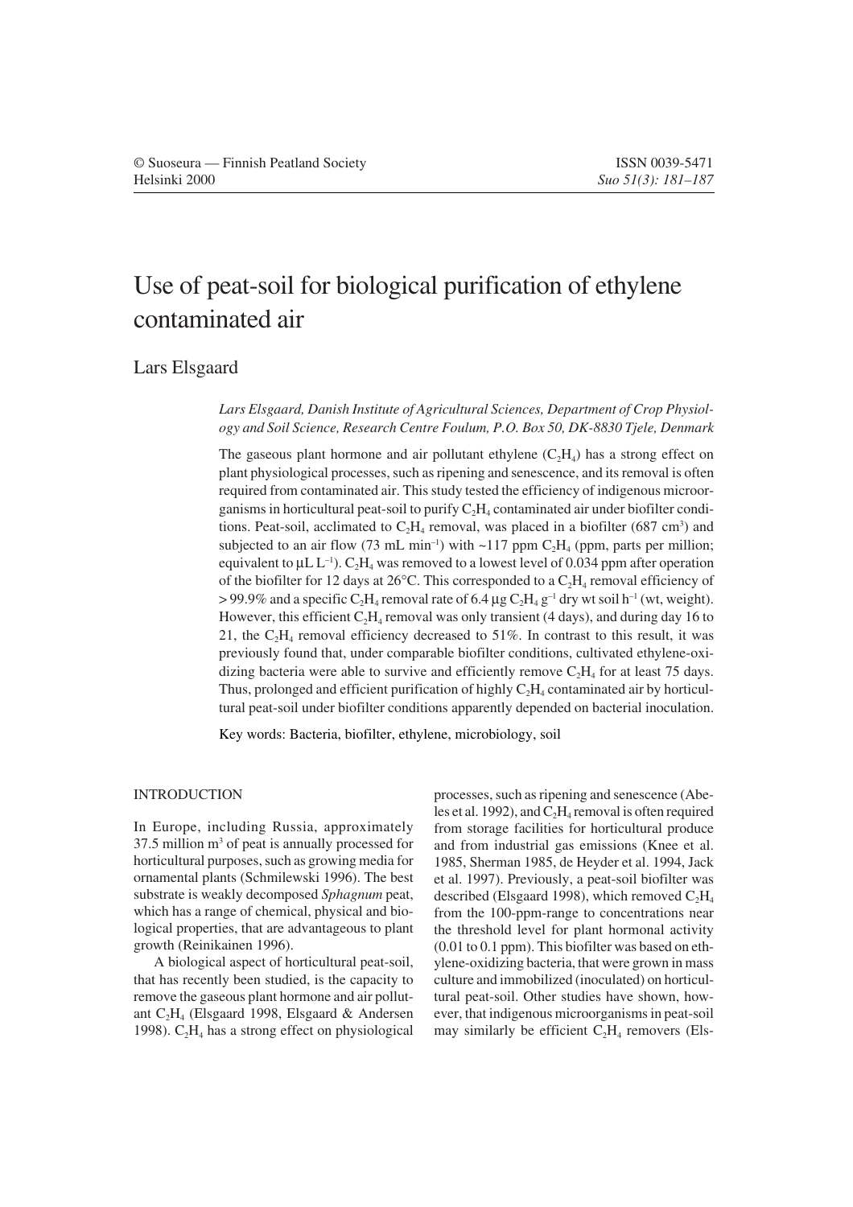# Use of peat-soil for biological purification of ethylene contaminated air

## Lars Elsgaard

*Lars Elsgaard, Danish Institute of Agricultural Sciences, Department of Crop Physiology and Soil Science, Research Centre Foulum, P.O. Box 50, DK-8830 Tjele, Denmark*

The gaseous plant hormone and air pollutant ethylene ($C_2H_4$) has a strong effect on plant physiological processes, such as ripening and senescence, and its removal is often required from contaminated air. This study tested the efficiency of indigenous microorganisms in horticultural peat-soil to purify $C_2H_4$ contaminated air under biofilter conditions. Peat-soil, acclimated to $C_2H_4$ removal, was placed in a biofilter (687 $cm^3$) and subjected to an air flow (73 mL $min^{-1}$) with ~117 ppm $C_2H_4$ (ppm, parts per million; equivalent to μL $L^{-1}$). $C_2H_4$ was removed to a lowest level of 0.034 ppm after operation of the biofilter for 12 days at 26°C. This corresponded to a $C_2H_4$ removal efficiency of > 99.9% and a specific $C_2H_4$ removal rate of 6.4 μg $C_2H_4$ $g^{-1}$ dry wt soil $h^{-1}$ (wt, weight). However, this efficient $C_2H_4$ removal was only transient (4 days), and during day 16 to 21, the $C_2H_4$ removal efficiency decreased to 51%. In contrast to this result, it was previously found that, under comparable biofilter conditions, cultivated ethylene-oxidizing bacteria were able to survive and efficiently remove $C_2H_4$ for at least 75 days. Thus, prolonged and efficient purification of highly $C_2H_4$ contaminated air by horticultural peat-soil under biofilter conditions apparently depended on bacterial inoculation.

Key words: Bacteria, biofilter, ethylene, microbiology, soil

## INTRODUCTION

In Europe, including Russia, approximately 37.5 million $m^3$ of peat is annually processed for horticultural purposes, such as growing media for ornamental plants (Schmilewski 1996). The best substrate is weakly decomposed *Sphagnum* peat, which has a range of chemical, physical and biological properties, that are advantageous to plant growth (Reinikainen 1996).

A biological aspect of horticultural peat-soil, that has recently been studied, is the capacity to remove the gaseous plant hormone and air pollutant $C_2H_4$ (Elsgaard 1998, Elsgaard & Andersen 1998). $C_2H_4$ has a strong effect on physiological processes, such as ripening and senescence (Abeles et al. 1992), and $C_2H_4$ removal is often required from storage facilities for horticultural produce and from industrial gas emissions (Knee et al. 1985, Sherman 1985, de Heyder et al. 1994, Jack et al. 1997). Previously, a peat-soil biofilter was described (Elsgaard 1998), which removed $C_2H_4$ from the 100-ppm-range to concentrations near the threshold level for plant hormonal activity (0.01 to 0.1 ppm). This biofilter was based on ethylene-oxidizing bacteria, that were grown in mass culture and immobilized (inoculated) on horticultural peat-soil. Other studies have shown, however, that indigenous microorganisms in peat-soil may similarly be efficient $C_2H_4$ removers (Els-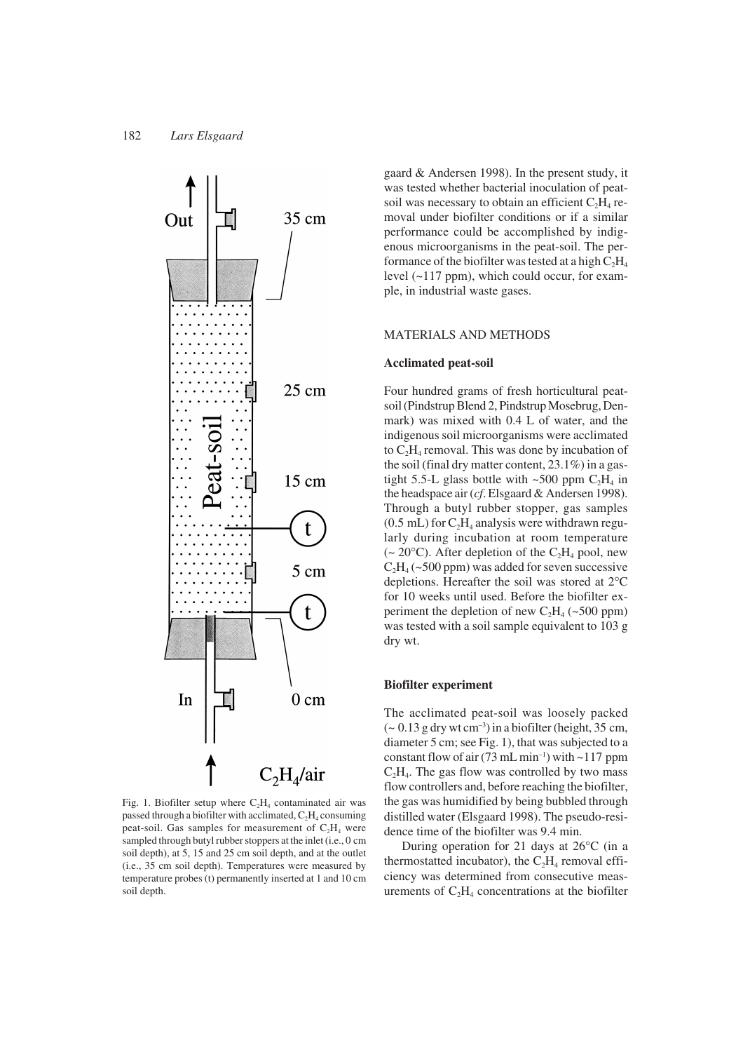Fig. 1. Biofilter setup where $C_2H_4$ contaminated air was passed through a biofilter with acclimated, $C_2H_4$ consuming peat-soil. Gas samples for measurement of $C_2H_4$ were sampled through butyl rubber stoppers at the inlet (i.e., 0 cm soil depth), at 5, 15 and 25 cm soil depth, and at the outlet (i.e., 35 cm soil depth). Temperatures were measured by temperature probes (t) permanently inserted at 1 and 10 cm soil depth.

gaard & Andersen 1998). In the present study, it was tested whether bacterial inoculation of peat-soil was necessary to obtain an efficient $C_2H_4$ removal under biofilter conditions or if a similar performance could be accomplished by indigenous microorganisms in the peat-soil. The performance of the biofilter was tested at a high $C_2H_4$ level (~117 ppm), which could occur, for example, in industrial waste gases.

## MATERIALS AND METHODS

### Acclimated peat-soil

Four hundred grams of fresh horticultural peat-soil (Pindstrup Blend 2, Pindstrup Mosebrug, Denmark) was mixed with 0.4 L of water, and the indigenous soil microorganisms were acclimated to $C_2H_4$ removal. This was done by incubation of the soil (final dry matter content, 23.1%) in a gas-tight 5.5-L glass bottle with ~500 ppm $C_2H_4$ in the headspace air (*cf.* Elsgaard & Andersen 1998). Through a butyl rubber stopper, gas samples (0.5 mL) for $C_2H_4$ analysis were withdrawn regularly during incubation at room temperature (~ 20°C). After depletion of the $C_2H_4$ pool, new $C_2H_4$ (~500 ppm) was added for seven successive depletions. Hereafter the soil was stored at 2°C for 10 weeks until used. Before the biofilter experiment the depletion of new $C_2H_4$ (~500 ppm) was tested with a soil sample equivalent to 103 g dry wt.

### Biofilter experiment

The acclimated peat-soil was loosely packed (~ 0.13 g dry wt cm$^{-3}$) in a biofilter (height, 35 cm, diameter 5 cm; see Fig. 1), that was subjected to a constant flow of air (73 mL min$^{-1}$) with ~117 ppm $C_2H_4$. The gas flow was controlled by two mass flow controllers and, before reaching the biofilter, the gas was humidified by being bubbled through distilled water (Elsgaard 1998). The pseudo-residence time of the biofilter was 9.4 min.

During operation for 21 days at 26°C (in a thermostatted incubator), the $C_2H_4$ removal efficiency was determined from consecutive measurements of $C_2H_4$ concentrations at the biofilter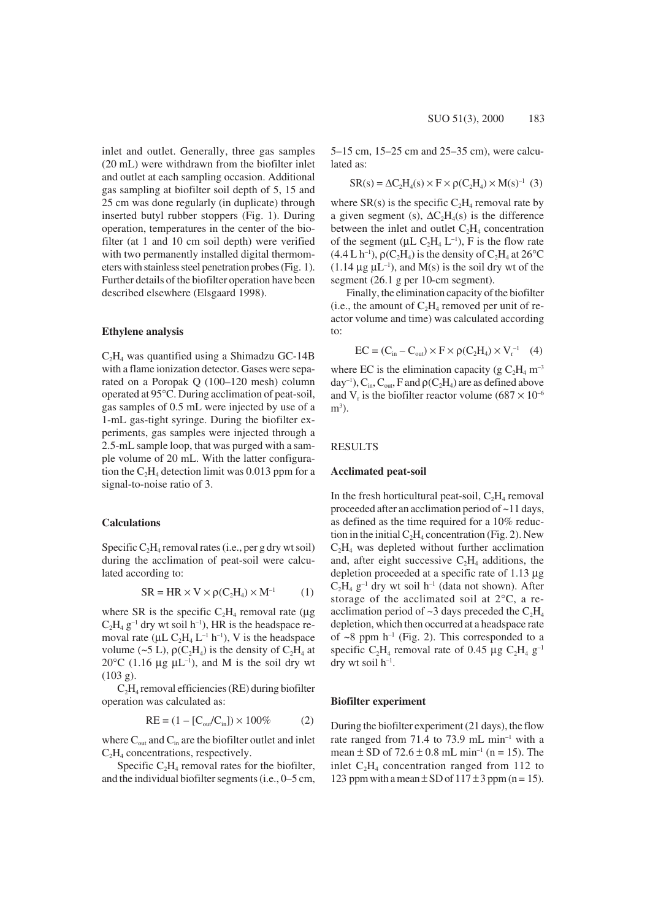inlet and outlet. Generally, three gas samples (20 mL) were withdrawn from the biofilter inlet and outlet at each sampling occasion. Additional gas sampling at biofilter soil depth of 5, 15 and 25 cm was done regularly (in duplicate) through inserted butyl rubber stoppers (Fig. 1). During operation, temperatures in the center of the biofilter (at 1 and 10 cm soil depth) were verified with two permanently installed digital thermometers with stainless steel penetration probes (Fig. 1). Further details of the biofilter operation have been described elsewhere (Elsgaard 1998).

### Ethylene analysis

$C_2H_4$ was quantified using a Shimadzu GC-14B with a flame ionization detector. Gases were separated on a Poropak Q (100–120 mesh) column operated at 95°C. During acclimation of peat-soil, gas samples of 0.5 mL were injected by use of a 1-mL gas-tight syringe. During the biofilter experiments, gas samples were injected through a 2.5-mL sample loop, that was purged with a sample volume of 20 mL. With the latter configuration the $C_2H_4$ detection limit was 0.013 ppm for a signal-to-noise ratio of 3.

### Calculations

Specific $C_2H_4$ removal rates (i.e., per g dry wt soil) during the acclimation of peat-soil were calculated according to:

$$SR = HR \times V \times \rho(C_2H_4) \times M^{-1} \qquad (1)$$

where SR is the specific $C_2H_4$ removal rate (µg $C_2H_4$ $g^{-1}$ dry wt soil $h^{-1}$), HR is the headspace removal rate (µL $C_2H_4$ $L^{-1}$ $h^{-1}$), V is the headspace volume (~5 L), $\rho(C_2H_4)$ is the density of $C_2H_4$ at 20°C (1.16 µg µ$L^{-1}$), and M is the soil dry wt (103 g).

$C_2H_4$ removal efficiencies (RE) during biofilter operation was calculated as:

$$RE = (1 - [C_{out}/C_{in}]) \times 100\% \qquad (2)$$

where $C_{out}$ and $C_{in}$ are the biofilter outlet and inlet $C_2H_4$ concentrations, respectively.

Specific $C_2H_4$ removal rates for the biofilter, and the individual biofilter segments (i.e., 0–5 cm, 5–15 cm, 15–25 cm and 25–35 cm), were calculated as:

$$SR(s) = \Delta C_2H_4(s) \times F \times \rho(C_2H_4) \times M(s)^{-1} \quad (3)$$

where SR(s) is the specific $C_2H_4$ removal rate by a given segment (s), $\Delta C_2H_4(s)$ is the difference between the inlet and outlet $C_2H_4$ concentration of the segment (µL $C_2H_4$ $L^{-1}$), F is the flow rate (4.4 L $h^{-1}$), $\rho(C_2H_4)$ is the density of $C_2H_4$ at 26°C (1.14 µg µ$L^{-1}$), and M(s) is the soil dry wt of the segment (26.1 g per 10-cm segment).

Finally, the elimination capacity of the biofilter (i.e., the amount of $C_2H_4$ removed per unit of reactor volume and time) was calculated according to:

$$EC = (C_{in} - C_{out}) \times F \times \rho(C_2H_4) \times V_r^{-1} \quad (4)$$

where EC is the elimination capacity (g $C_2H_4$ $m^{-3}$ $day^{-1}$), $C_{in}$, $C_{out}$, F and $\rho(C_2H_4)$ are as defined above and $V_r$ is the biofilter reactor volume ($687 \times 10^{-6}$ $m^3$).

## RESULTS

### Acclimated peat-soil

In the fresh horticultural peat-soil, $C_2H_4$ removal proceeded after an acclimation period of ~11 days, as defined as the time required for a 10% reduction in the initial $C_2H_4$ concentration (Fig. 2). New $C_2H_4$ was depleted without further acclimation and, after eight successive $C_2H_4$ additions, the depletion proceeded at a specific rate of 1.13 µg $C_2H_4$ $g^{-1}$ dry wt soil $h^{-1}$ (data not shown). After storage of the acclimated soil at 2°C, a re-acclimation period of ~3 days preceded the $C_2H_4$ depletion, which then occurred at a headspace rate of ~8 ppm $h^{-1}$ (Fig. 2). This corresponded to a specific $C_2H_4$ removal rate of 0.45 µg $C_2H_4$ $g^{-1}$ dry wt soil $h^{-1}$.

### Biofilter experiment

During the biofilter experiment (21 days), the flow rate ranged from 71.4 to 73.9 mL $min^{-1}$ with a mean ± SD of 72.6 ± 0.8 mL $min^{-1}$ (n = 15). The inlet $C_2H_4$ concentration ranged from 112 to 123 ppm with a mean ± SD of 117 ± 3 ppm (n = 15).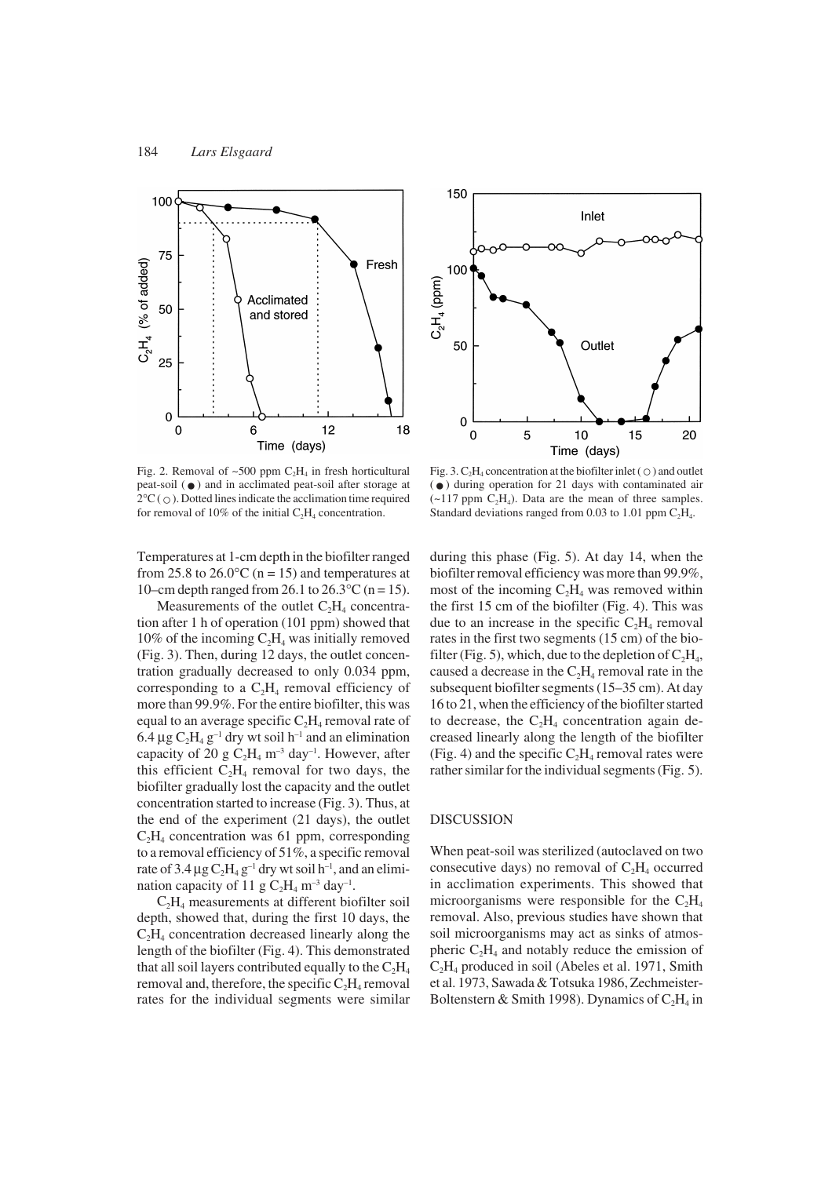Fig. 2. Removal of ~500 ppm $C_2H_4$ in fresh horticultural peat-soil (●) and in acclimated peat-soil after storage at 2°C (○). Dotted lines indicate the acclimation time required for removal of 10% of the initial $C_2H_4$ concentration.

Fig. 3. $C_2H_4$ concentration at the biofilter inlet (○) and outlet (●) during operation for 21 days with contaminated air (~117 ppm $C_2H_4$). Data are the mean of three samples. Standard deviations ranged from 0.03 to 1.01 ppm $C_2H_4$.

Temperatures at 1-cm depth in the biofilter ranged from 25.8 to 26.0°C (n = 15) and temperatures at 10–cm depth ranged from 26.1 to 26.3°C (n = 15).

Measurements of the outlet $C_2H_4$ concentration after 1 h of operation (101 ppm) showed that 10% of the incoming $C_2H_4$ was initially removed (Fig. 3). Then, during 12 days, the outlet concentration gradually decreased to only 0.034 ppm, corresponding to a $C_2H_4$ removal efficiency of more than 99.9%. For the entire biofilter, this was equal to an average specific $C_2H_4$ removal rate of 6.4 µg $C_2H_4$ $g^{-1}$ dry wt soil $h^{-1}$ and an elimination capacity of 20 g $C_2H_4$ $m^{-3}$ $day^{-1}$. However, after this efficient $C_2H_4$ removal for two days, the biofilter gradually lost the capacity and the outlet concentration started to increase (Fig. 3). Thus, at the end of the experiment (21 days), the outlet $C_2H_4$ concentration was 61 ppm, corresponding to a removal efficiency of 51%, a specific removal rate of 3.4 µg $C_2H_4$ $g^{-1}$ dry wt soil $h^{-1}$, and an elimination capacity of 11 g $C_2H_4$ $m^{-3}$ $day^{-1}$.

$C_2H_4$ measurements at different biofilter soil depth, showed that, during the first 10 days, the $C_2H_4$ concentration decreased linearly along the length of the biofilter (Fig. 4). This demonstrated that all soil layers contributed equally to the $C_2H_4$ removal and, therefore, the specific $C_2H_4$ removal rates for the individual segments were similar during this phase (Fig. 5). At day 14, when the biofilter removal efficiency was more than 99.9%, most of the incoming $C_2H_4$ was removed within the first 15 cm of the biofilter (Fig. 4). This was due to an increase in the specific $C_2H_4$ removal rates in the first two segments (15 cm) of the biofilter (Fig. 5), which, due to the depletion of $C_2H_4$, caused a decrease in the $C_2H_4$ removal rate in the subsequent biofilter segments (15–35 cm). At day 16 to 21, when the efficiency of the biofilter started to decrease, the $C_2H_4$ concentration again decreased linearly along the length of the biofilter (Fig. 4) and the specific $C_2H_4$ removal rates were rather similar for the individual segments (Fig. 5).

## DISCUSSION

When peat-soil was sterilized (autoclaved on two consecutive days) no removal of $C_2H_4$ occurred in acclimation experiments. This showed that microorganisms were responsible for the $C_2H_4$ removal. Also, previous studies have shown that soil microorganisms may act as sinks of atmospheric $C_2H_4$ and notably reduce the emission of $C_2H_4$ produced in soil (Abeles et al. 1971, Smith et al. 1973, Sawada & Totsuka 1986, Zechmeister-Boltenstern & Smith 1998). Dynamics of $C_2H_4$ in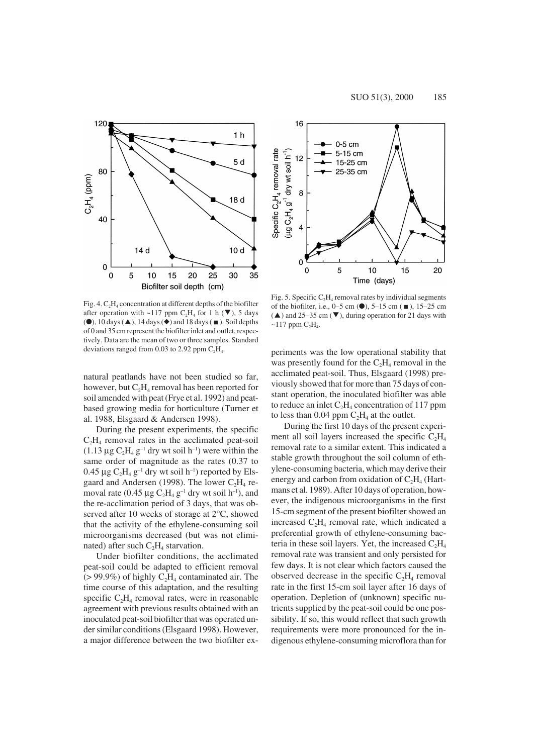Fig. 4. $C_2H_4$ concentration at different depths of the biofilter after operation with ~117 ppm $C_2H_4$ for 1 h (▼), 5 days (●), 10 days (▲), 14 days (◆) and 18 days (■). Soil depths of 0 and 35 cm represent the biofilter inlet and outlet, respectively. Data are the mean of two or three samples. Standard deviations ranged from 0.03 to 2.92 ppm $C_2H_4$.

Fig. 5. Specific $C_2H_4$ removal rates by individual segments of the biofilter, i.e., 0–5 cm (●), 5–15 cm (■), 15–25 cm (▲) and 25–35 cm (▼), during operation for 21 days with ~117 ppm $C_2H_4$.

natural peatlands have not been studied so far, however, but $C_2H_4$ removal has been reported for soil amended with peat (Frye et al. 1992) and peat-based growing media for horticulture (Turner et al. 1988, Elsgaard & Andersen 1998).

During the present experiments, the specific $C_2H_4$ removal rates in the acclimated peat-soil (1.13 µg $C_2H_4$ $g^{-1}$ dry wt soil $h^{-1}$) were within the same order of magnitude as the rates (0.37 to 0.45 µg $C_2H_4$ $g^{-1}$ dry wt soil $h^{-1}$) reported by Elsgaard and Andersen (1998). The lower $C_2H_4$ removal rate (0.45 µg $C_2H_4$ $g^{-1}$ dry wt soil $h^{-1}$), and the re-acclimation period of 3 days, that was observed after 10 weeks of storage at 2°C, showed that the activity of the ethylene-consuming soil microorganisms decreased (but was not eliminated) after such $C_2H_4$ starvation.

Under biofilter conditions, the acclimated peat-soil could be adapted to efficient removal (> 99.9%) of highly $C_2H_4$ contaminated air. The time course of this adaptation, and the resulting specific $C_2H_4$ removal rates, were in reasonable agreement with previous results obtained with an inoculated peat-soil biofilter that was operated under similar conditions (Elsgaard 1998). However, a major difference between the two biofilter experiments was the low operational stability that was presently found for the $C_2H_4$ removal in the acclimated peat-soil. Thus, Elsgaard (1998) previously showed that for more than 75 days of constant operation, the inoculated biofilter was able to reduce an inlet $C_2H_4$ concentration of 117 ppm to less than 0.04 ppm $C_2H_4$ at the outlet.

During the first 10 days of the present experiment all soil layers increased the specific $C_2H_4$ removal rate to a similar extent. This indicated a stable growth throughout the soil column of ethylene-consuming bacteria, which may derive their energy and carbon from oxidation of $C_2H_4$ (Hartmans et al. 1989). After 10 days of operation, however, the indigenous microorganisms in the first 15-cm segment of the present biofilter showed an increased $C_2H_4$ removal rate, which indicated a preferential growth of ethylene-consuming bacteria in these soil layers. Yet, the increased $C_2H_4$ removal rate was transient and only persisted for few days. It is not clear which factors caused the observed decrease in the specific $C_2H_4$ removal rate in the first 15-cm soil layer after 16 days of operation. Depletion of (unknown) specific nutrients supplied by the peat-soil could be one possibility. If so, this would reflect that such growth requirements were more pronounced for the indigenous ethylene-consuming microflora than for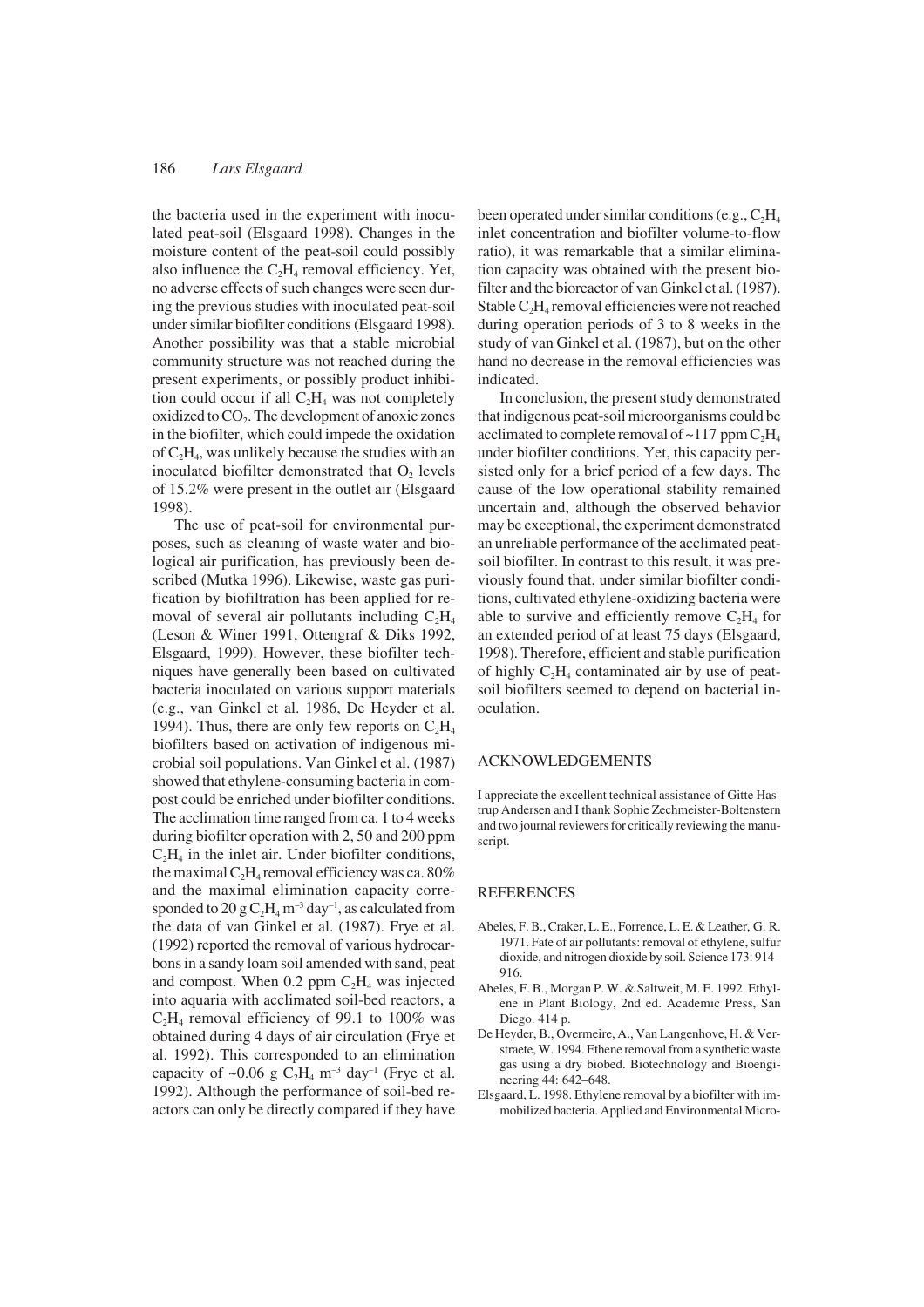the bacteria used in the experiment with inoculated peat-soil (Elsgaard 1998). Changes in the moisture content of the peat-soil could possibly also influence the $C_2H_4$ removal efficiency. Yet, no adverse effects of such changes were seen during the previous studies with inoculated peat-soil under similar biofilter conditions (Elsgaard 1998). Another possibility was that a stable microbial community structure was not reached during the present experiments, or possibly product inhibition could occur if all $C_2H_4$ was not completely oxidized to $CO_2$. The development of anoxic zones in the biofilter, which could impede the oxidation of $C_2H_4$, was unlikely because the studies with an inoculated biofilter demonstrated that $O_2$ levels of 15.2% were present in the outlet air (Elsgaard 1998).

The use of peat-soil for environmental purposes, such as cleaning of waste water and biological air purification, has previously been described (Mutka 1996). Likewise, waste gas purification by biofiltration has been applied for removal of several air pollutants including $C_2H_4$ (Leson & Winer 1991, Ottengraf & Diks 1992, Elsgaard, 1999). However, these biofilter techniques have generally been based on cultivated bacteria inoculated on various support materials (e.g., van Ginkel et al. 1986, De Heyder et al. 1994). Thus, there are only few reports on $C_2H_4$ biofilters based on activation of indigenous microbial soil populations. Van Ginkel et al. (1987) showed that ethylene-consuming bacteria in compost could be enriched under biofilter conditions. The acclimation time ranged from ca. 1 to 4 weeks during biofilter operation with 2, 50 and 200 ppm $C_2H_4$ in the inlet air. Under biofilter conditions, the maximal $C_2H_4$ removal efficiency was ca. 80% and the maximal elimination capacity corresponded to 20 g $C_2H_4$ $m^{-3}$ $day^{-1}$, as calculated from the data of van Ginkel et al. (1987). Frye et al. (1992) reported the removal of various hydrocarbons in a sandy loam soil amended with sand, peat and compost. When 0.2 ppm $C_2H_4$ was injected into aquaria with acclimated soil-bed reactors, a $C_2H_4$ removal efficiency of 99.1 to 100% was obtained during 4 days of air circulation (Frye et al. 1992). This corresponded to an elimination capacity of ~0.06 g $C_2H_4$ $m^{-3}$ $day^{-1}$ (Frye et al. 1992). Although the performance of soil-bed reactors can only be directly compared if they have been operated under similar conditions (e.g., $C_2H_4$ inlet concentration and biofilter volume-to-flow ratio), it was remarkable that a similar elimination capacity was obtained with the present biofilter and the bioreactor of van Ginkel et al. (1987). Stable $C_2H_4$ removal efficiencies were not reached during operation periods of 3 to 8 weeks in the study of van Ginkel et al. (1987), but on the other hand no decrease in the removal efficiencies was indicated.

In conclusion, the present study demonstrated that indigenous peat-soil microorganisms could be acclimated to complete removal of ~117 ppm $C_2H_4$ under biofilter conditions. Yet, this capacity persisted only for a brief period of a few days. The cause of the low operational stability remained uncertain and, although the observed behavior may be exceptional, the experiment demonstrated an unreliable performance of the acclimated peat-soil biofilter. In contrast to this result, it was previously found that, under similar biofilter conditions, cultivated ethylene-oxidizing bacteria were able to survive and efficiently remove $C_2H_4$ for an extended period of at least 75 days (Elsgaard, 1998). Therefore, efficient and stable purification of highly $C_2H_4$ contaminated air by use of peat-soil biofilters seemed to depend on bacterial inoculation.

## ACKNOWLEDGEMENTS

I appreciate the excellent technical assistance of Gitte Hastrup Andersen and I thank Sophie Zechmeister-Boltenstern and two journal reviewers for critically reviewing the manuscript.

## REFERENCES

Abeles, F. B., Craker, L. E., Forrence, L. E. & Leather, G. R. 1971. Fate of air pollutants: removal of ethylene, sulfur dioxide, and nitrogen dioxide by soil. Science 173: 914–916.

Abeles, F. B., Morgan P. W. & Saltweit, M. E. 1992. Ethylene in Plant Biology, 2nd ed. Academic Press, San Diego. 414 p.

De Heyder, B., Overmeire, A., Van Langenhove, H. & Verstraete, W. 1994. Ethene removal from a synthetic waste gas using a dry biobed. Biotechnology and Bioengineering 44: 642–648.

Elsgaard, L. 1998. Ethylene removal by a biofilter with immobilized bacteria. Applied and Environmental Micro-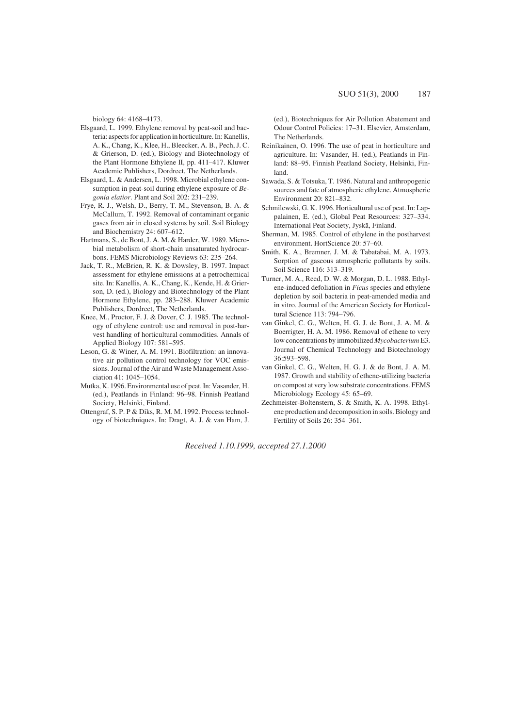biology 64: 4168–4173.

Elsgaard, L. 1999. Ethylene removal by peat-soil and bacteria: aspects for application in horticulture. In: Kanellis, A. K., Chang, K., Klee, H., Bleecker, A. B., Pech, J. C. & Grierson, D. (ed.), Biology and Biotechnology of the Plant Hormone Ethylene II, pp. 411–417. Kluwer Academic Publishers, Dordrect, The Netherlands.

Elsgaard, L. & Andersen, L. 1998. Microbial ethylene consumption in peat-soil during ethylene exposure of *Begonia elatior*. Plant and Soil 202: 231–239.

Frye, R. J., Welsh, D., Berry, T. M., Stevenson, B. A. & McCallum, T. 1992. Removal of contaminant organic gases from air in closed systems by soil. Soil Biology and Biochemistry 24: 607–612.

Hartmans, S., de Bont, J. A. M. & Harder, W. 1989. Microbial metabolism of short-chain unsaturated hydrocarbons. FEMS Microbiology Reviews 63: 235–264.

Jack, T. R., McBrien, R. K. & Dowsley, B. 1997. Impact assessment for ethylene emissions at a petrochemical site. In: Kanellis, A. K., Chang, K., Kende, H. & Grierson, D. (ed.), Biology and Biotechnology of the Plant Hormone Ethylene, pp. 283–288. Kluwer Academic Publishers, Dordrect, The Netherlands.

Knee, M., Proctor, F. J. & Dover, C. J. 1985. The technology of ethylene control: use and removal in post-harvest handling of horticultural commodities. Annals of Applied Biology 107: 581–595.

Leson, G. & Winer, A. M. 1991. Biofiltration: an innovative air pollution control technology for VOC emissions. Journal of the Air and Waste Management Association 41: 1045–1054.

Mutka, K. 1996. Environmental use of peat. In: Vasander, H. (ed.), Peatlands in Finland: 96–98. Finnish Peatland Society, Helsinki, Finland.

Ottengraf, S. P. P & Diks, R. M. M. 1992. Process technology of biotechniques. In: Dragt, A. J. & van Ham, J. (ed.), Biotechniques for Air Pollution Abatement and Odour Control Policies: 17–31. Elsevier, Amsterdam, The Netherlands.

Reinikainen, O. 1996. The use of peat in horticulture and agriculture. In: Vasander, H. (ed.), Peatlands in Finland: 88–95. Finnish Peatland Society, Helsinki, Finland.

Sawada, S. & Totsuka, T. 1986. Natural and anthropogenic sources and fate of atmospheric ethylene. Atmospheric Environment 20: 821–832.

Schmilewski, G. K. 1996. Horticultural use of peat. In: Lappalainen, E. (ed.), Global Peat Resources: 327–334. International Peat Society, Jyskä, Finland.

Sherman, M. 1985. Control of ethylene in the postharvest environment. HortScience 20: 57–60.

Smith, K. A., Bremner, J. M. & Tabatabai, M. A. 1973. Sorption of gaseous atmospheric pollutants by soils. Soil Science 116: 313–319.

Turner, M. A., Reed, D. W. & Morgan, D. L. 1988. Ethylene-induced defoliation in *Ficus* species and ethylene depletion by soil bacteria in peat-amended media and in vitro. Journal of the American Society for Horticultural Science 113: 794–796.

van Ginkel, C. G., Welten, H. G. J. de Bont, J. A. M. & Boerrigter, H. A. M. 1986. Removal of ethene to very low concentrations by immobilized *Mycobacterium* E3. Journal of Chemical Technology and Biotechnology 36:593–598.

van Ginkel, C. G., Welten, H. G. J. & de Bont, J. A. M. 1987. Growth and stability of ethene-utilizing bacteria on compost at very low substrate concentrations. FEMS Microbiology Ecology 45: 65–69.

Zechmeister-Boltenstern, S. & Smith, K. A. 1998. Ethylene production and decomposition in soils. Biology and Fertility of Soils 26: 354–361.

*Received 1.10.1999, accepted 27.1.2000*